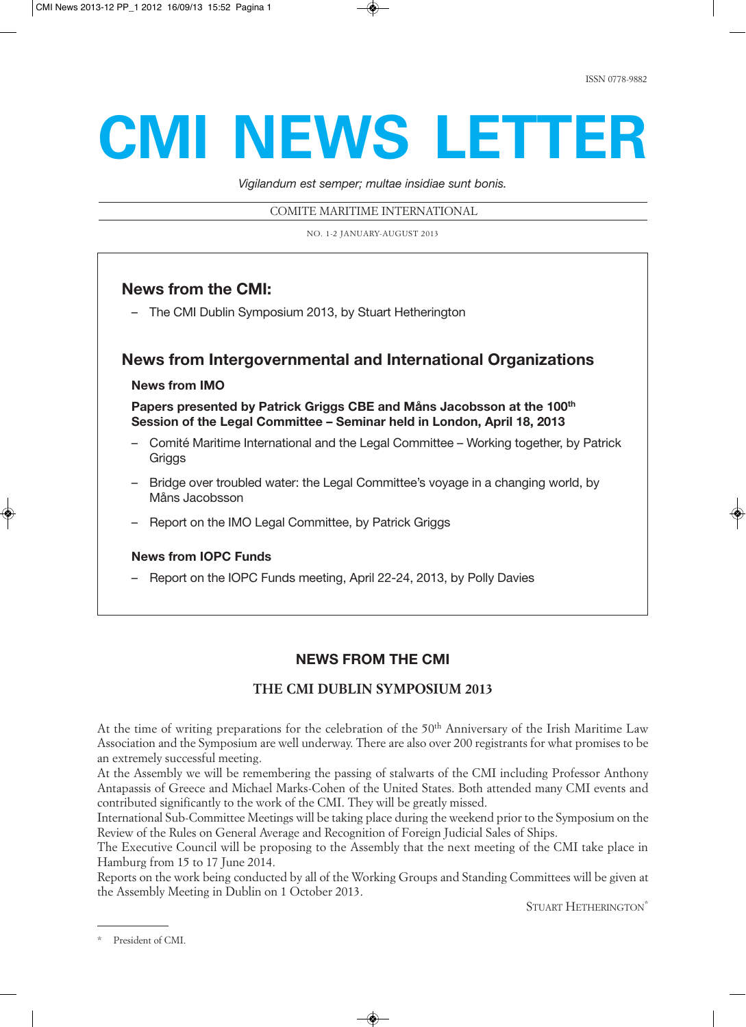ISSN 0778-9882

# CMI NEWS LETTER

*Vigilandum est semper; multae insidiae sunt bonis.*

COMITE MARITIME INTERNATIONAL

NO. 1-2 JANUARY-AUGUST 2013

## News from the CMI:

- The CMI Dublin Symposium 2013, by Stuart Hetherington

## News from Intergovernmental and International Organizations

### News from IMO

**Papers presented by Patrick Griggs CBE and Måns Jacobsson at the 100th Session of the Legal Committee – Seminar held in London, April 18, 2013**

- Comité Maritime International and the Legal Committee – Working together, by Patrick Griggs
- Bridge over troubled water: the Legal Committee's voyage in a changing world, by Måns Jacobsson
- Report on the IMO Legal Committee, by Patrick Griggs

### News from IOPC Funds

- Report on the IOPC Funds meeting, April 22-24, 2013, by Polly Davies

## NEWS FROM THE CMI

### THE CMI DUBLIN SYMPOSIUM 2013

At the time of writing preparations for the celebration of the 50th Anniversary of the Irish Maritime Law Association and the Symposium are well underway. There are also over 200 registrants for what promises to be an extremely successful meeting.

At the Assembly we will be remembering the passing of stalwarts of the CMI including Professor Anthony Antapassis of Greece and Michael Marks-Cohen of the United States. Both attended many CMI events and contributed significantly to the work of the CMI. They will be greatly missed.

International Sub-Committee Meetings will be taking place during the weekend prior to the Symposium on the Review of the Rules on General Average and Recognition of Foreign Judicial Sales of Ships.

The Executive Council will be proposing to the Assembly that the next meeting of the CMI take place in Hamburg from 15 to 17 June 2014.

Reports on the work being conducted by all of the Working Groups and Standing Committees will be given at the Assembly Meeting in Dublin on 1 October 2013.

STUART HETHERINGTON*

---

\* President of CMI.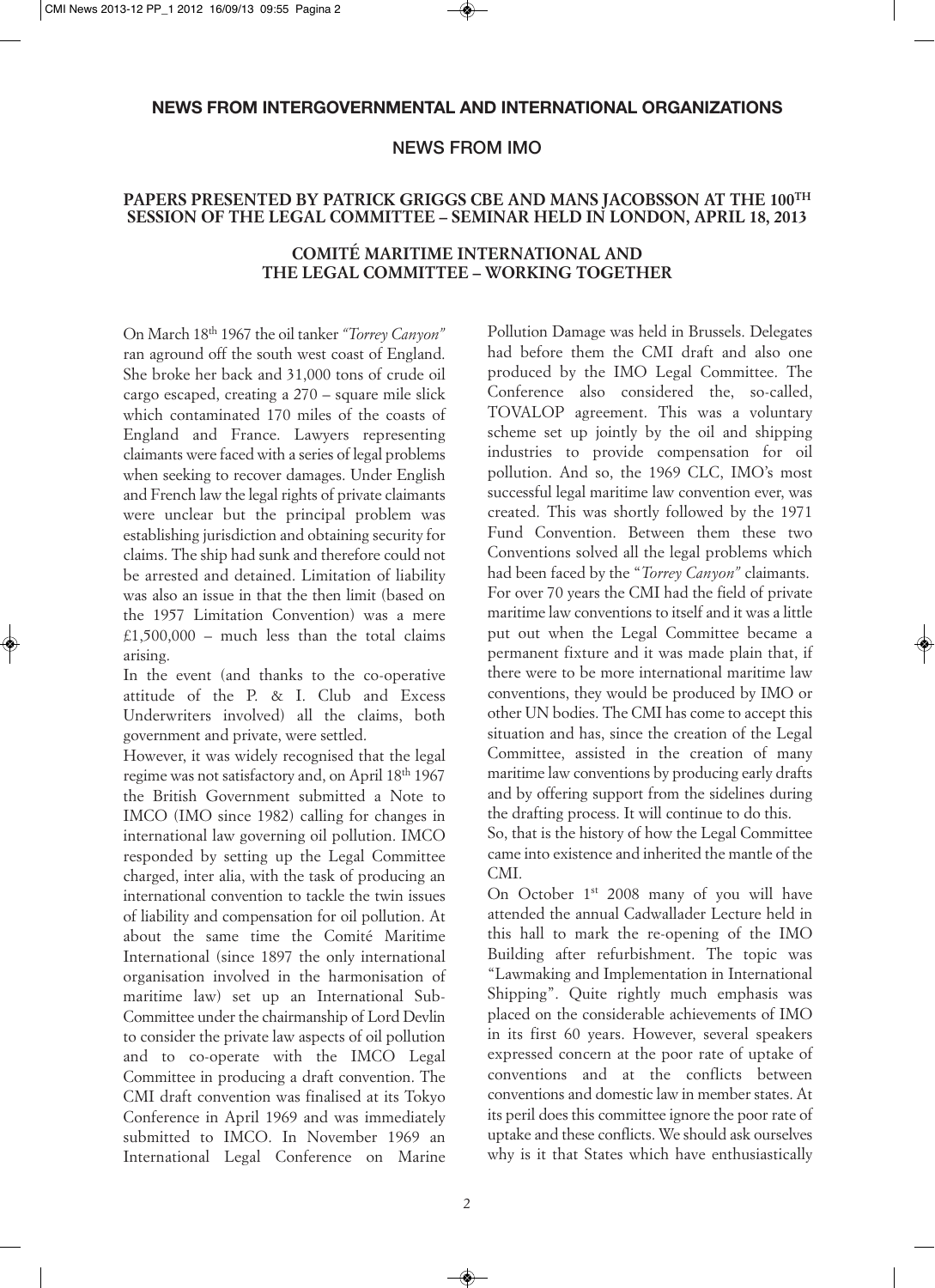## NEWS FROM INTERGOVERNMENTAL AND INTERNATIONAL ORGANIZATIONS

### NEWS FROM IMO

#### PAPERS PRESENTED BY PATRICK GRIGGS CBE AND MANS JACOBSSON AT THE 100TH SESSION OF THE LEGAL COMMITTEE – SEMINAR HELD IN LONDON, APRIL 18, 2013

#### COMITÉ MARITIME INTERNATIONAL AND THE LEGAL COMMITTEE – WORKING TOGETHER

On March 18th 1967 the oil tanker *"Torrey Canyon"* ran aground off the south west coast of England. She broke her back and 31,000 tons of crude oil cargo escaped, creating a 270 – square mile slick which contaminated 170 miles of the coasts of England and France. Lawyers representing claimants were faced with a series of legal problems when seeking to recover damages. Under English and French law the legal rights of private claimants were unclear but the principal problem was establishing jurisdiction and obtaining security for claims. The ship had sunk and therefore could not be arrested and detained. Limitation of liability was also an issue in that the then limit (based on the 1957 Limitation Convention) was a mere £1,500,000 – much less than the total claims arising.

In the event (and thanks to the co-operative attitude of the P. & I. Club and Excess Underwriters involved) all the claims, both government and private, were settled.

However, it was widely recognised that the legal regime was not satisfactory and, on April 18th 1967 the British Government submitted a Note to IMCO (IMO since 1982) calling for changes in international law governing oil pollution. IMCO responded by setting up the Legal Committee charged, inter alia, with the task of producing an international convention to tackle the twin issues of liability and compensation for oil pollution. At about the same time the Comité Maritime International (since 1897 the only international organisation involved in the harmonisation of maritime law) set up an International Sub-Committee under the chairmanship of Lord Devlin to consider the private law aspects of oil pollution and to co-operate with the IMCO Legal Committee in producing a draft convention. The CMI draft convention was finalised at its Tokyo Conference in April 1969 and was immediately submitted to IMCO. In November 1969 an International Legal Conference on Marine Pollution Damage was held in Brussels. Delegates had before them the CMI draft and also one produced by the IMO Legal Committee. The Conference also considered the, so-called, TOVALOP agreement. This was a voluntary scheme set up jointly by the oil and shipping industries to provide compensation for oil pollution. And so, the 1969 CLC, IMO's most successful legal maritime law convention ever, was created. This was shortly followed by the 1971 Fund Convention. Between them these two Conventions solved all the legal problems which had been faced by the "*Torrey Canyon"* claimants.

For over 70 years the CMI had the field of private maritime law conventions to itself and it was a little put out when the Legal Committee became a permanent fixture and it was made plain that, if there were to be more international maritime law conventions, they would be produced by IMO or other UN bodies. The CMI has come to accept this situation and has, since the creation of the Legal Committee, assisted in the creation of many maritime law conventions by producing early drafts and by offering support from the sidelines during the drafting process. It will continue to do this.

So, that is the history of how the Legal Committee came into existence and inherited the mantle of the CMI.

On October 1st 2008 many of you will have attended the annual Cadwallader Lecture held in this hall to mark the re-opening of the IMO Building after refurbishment. The topic was "Lawmaking and Implementation in International Shipping". Quite rightly much emphasis was placed on the considerable achievements of IMO in its first 60 years. However, several speakers expressed concern at the poor rate of uptake of conventions and at the conflicts between conventions and domestic law in member states. At its peril does this committee ignore the poor rate of uptake and these conflicts. We should ask ourselves why is it that States which have enthusiastically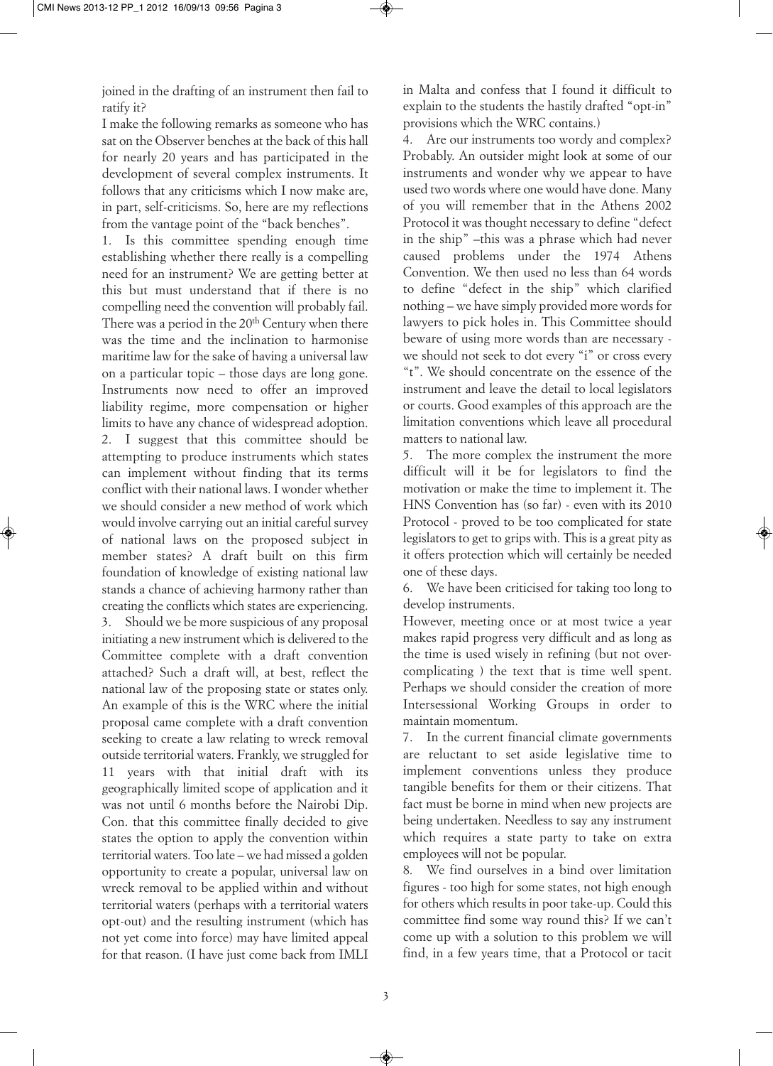joined in the drafting of an instrument then fail to ratify it?

I make the following remarks as someone who has sat on the Observer benches at the back of this hall for nearly 20 years and has participated in the development of several complex instruments. It follows that any criticisms which I now make are, in part, self-criticisms. So, here are my reflections from the vantage point of the "back benches".

1. Is this committee spending enough time establishing whether there really is a compelling need for an instrument? We are getting better at this but must understand that if there is no compelling need the convention will probably fail. There was a period in the 20th Century when there was the time and the inclination to harmonise maritime law for the sake of having a universal law on a particular topic – those days are long gone. Instruments now need to offer an improved liability regime, more compensation or higher limits to have any chance of widespread adoption.

2. I suggest that this committee should be attempting to produce instruments which states can implement without finding that its terms conflict with their national laws. I wonder whether we should consider a new method of work which would involve carrying out an initial careful survey of national laws on the proposed subject in member states? A draft built on this firm foundation of knowledge of existing national law stands a chance of achieving harmony rather than creating the conflicts which states are experiencing.

3. Should we be more suspicious of any proposal initiating a new instrument which is delivered to the Committee complete with a draft convention attached? Such a draft will, at best, reflect the national law of the proposing state or states only. An example of this is the WRC where the initial proposal came complete with a draft convention seeking to create a law relating to wreck removal outside territorial waters. Frankly, we struggled for 11 years with that initial draft with its geographically limited scope of application and it was not until 6 months before the Nairobi Dip. Con. that this committee finally decided to give states the option to apply the convention within territorial waters. Too late – we had missed a golden opportunity to create a popular, universal law on wreck removal to be applied within and without territorial waters (perhaps with a territorial waters opt-out) and the resulting instrument (which has not yet come into force) may have limited appeal for that reason. (I have just come back from IMLI in Malta and confess that I found it difficult to explain to the students the hastily drafted "opt-in" provisions which the WRC contains.)

4. Are our instruments too wordy and complex? Probably. An outsider might look at some of our instruments and wonder why we appear to have used two words where one would have done. Many of you will remember that in the Athens 2002 Protocol it was thought necessary to define "defect in the ship" –this was a phrase which had never caused problems under the 1974 Athens Convention. We then used no less than 64 words to define "defect in the ship" which clarified nothing – we have simply provided more words for lawyers to pick holes in. This Committee should beware of using more words than are necessary - we should not seek to dot every "i" or cross every "t". We should concentrate on the essence of the instrument and leave the detail to local legislators or courts. Good examples of this approach are the limitation conventions which leave all procedural matters to national law.

5. The more complex the instrument the more difficult will it be for legislators to find the motivation or make the time to implement it. The HNS Convention has (so far) - even with its 2010 Protocol - proved to be too complicated for state legislators to get to grips with. This is a great pity as it offers protection which will certainly be needed one of these days.

6. We have been criticised for taking too long to develop instruments.

However, meeting once or at most twice a year makes rapid progress very difficult and as long as the time is used wisely in refining (but not over-complicating ) the text that is time well spent. Perhaps we should consider the creation of more Intersessional Working Groups in order to maintain momentum.

7. In the current financial climate governments are reluctant to set aside legislative time to implement conventions unless they produce tangible benefits for them or their citizens. That fact must be borne in mind when new projects are being undertaken. Needless to say any instrument which requires a state party to take on extra employees will not be popular.

8. We find ourselves in a bind over limitation figures - too high for some states, not high enough for others which results in poor take-up. Could this committee find some way round this? If we can't come up with a solution to this problem we will find, in a few years time, that a Protocol or tacit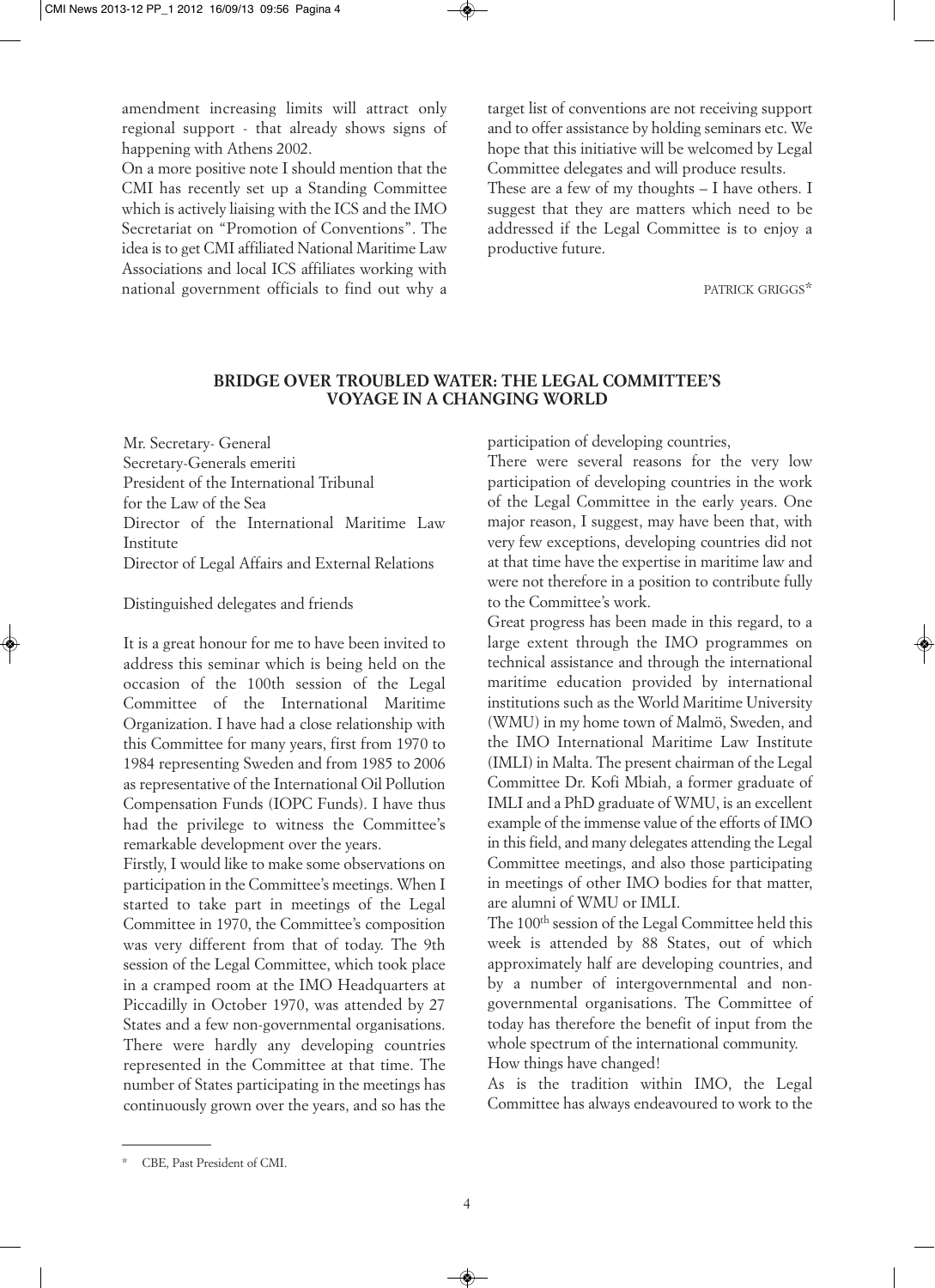amendment increasing limits will attract only regional support - that already shows signs of happening with Athens 2002.

On a more positive note I should mention that the CMI has recently set up a Standing Committee which is actively liaising with the ICS and the IMO Secretariat on "Promotion of Conventions". The idea is to get CMI affiliated National Maritime Law Associations and local ICS affiliates working with national government officials to find out why a target list of conventions are not receiving support and to offer assistance by holding seminars etc. We hope that this initiative will be welcomed by Legal Committee delegates and will produce results.

These are a few of my thoughts – I have others. I suggest that they are matters which need to be addressed if the Legal Committee is to enjoy a productive future.

PATRICK GRIGGS*

## BRIDGE OVER TROUBLED WATER: THE LEGAL COMMITTEE'S VOYAGE IN A CHANGING WORLD

Mr. Secretary- General
Secretary-Generals emeriti
President of the International Tribunal for the Law of the Sea
Director of the International Maritime Law Institute
Director of Legal Affairs and External Relations

Distinguished delegates and friends

It is a great honour for me to have been invited to address this seminar which is being held on the occasion of the 100th session of the Legal Committee of the International Maritime Organization. I have had a close relationship with this Committee for many years, first from 1970 to 1984 representing Sweden and from 1985 to 2006 as representative of the International Oil Pollution Compensation Funds (IOPC Funds). I have thus had the privilege to witness the Committee's remarkable development over the years.

Firstly, I would like to make some observations on participation in the Committee's meetings. When I started to take part in meetings of the Legal Committee in 1970, the Committee's composition was very different from that of today. The 9th session of the Legal Committee, which took place in a cramped room at the IMO Headquarters at Piccadilly in October 1970, was attended by 27 States and a few non-governmental organisations. There were hardly any developing countries represented in the Committee at that time. The number of States participating in the meetings has continuously grown over the years, and so has the participation of developing countries,

There were several reasons for the very low participation of developing countries in the work of the Legal Committee in the early years. One major reason, I suggest, may have been that, with very few exceptions, developing countries did not at that time have the expertise in maritime law and were not therefore in a position to contribute fully to the Committee's work.

Great progress has been made in this regard, to a large extent through the IMO programmes on technical assistance and through the international maritime education provided by international institutions such as the World Maritime University (WMU) in my home town of Malmö, Sweden, and the IMO International Maritime Law Institute (IMLI) in Malta. The present chairman of the Legal Committee Dr. Kofi Mbiah, a former graduate of IMLI and a PhD graduate of WMU, is an excellent example of the immense value of the efforts of IMO in this field, and many delegates attending the Legal Committee meetings, and also those participating in meetings of other IMO bodies for that matter, are alumni of WMU or IMLI.

The 100th session of the Legal Committee held this week is attended by 88 States, out of which approximately half are developing countries, and by a number of intergovernmental and non-governmental organisations. The Committee of today has therefore the benefit of input from the whole spectrum of the international community.

How things have changed!

As is the tradition within IMO, the Legal Committee has always endeavoured to work to the

---

\* CBE, Past President of CMI.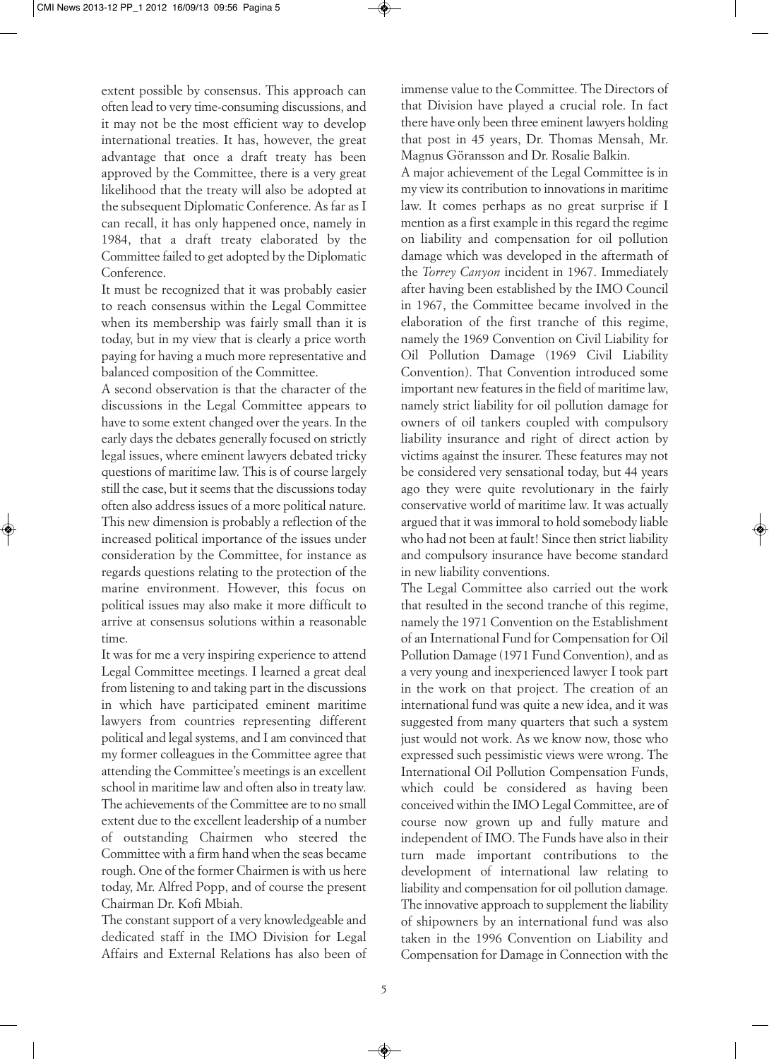extent possible by consensus. This approach can often lead to very time-consuming discussions, and it may not be the most efficient way to develop international treaties. It has, however, the great advantage that once a draft treaty has been approved by the Committee, there is a very great likelihood that the treaty will also be adopted at the subsequent Diplomatic Conference. As far as I can recall, it has only happened once, namely in 1984, that a draft treaty elaborated by the Committee failed to get adopted by the Diplomatic Conference.

It must be recognized that it was probably easier to reach consensus within the Legal Committee when its membership was fairly small than it is today, but in my view that is clearly a price worth paying for having a much more representative and balanced composition of the Committee.

A second observation is that the character of the discussions in the Legal Committee appears to have to some extent changed over the years. In the early days the debates generally focused on strictly legal issues, where eminent lawyers debated tricky questions of maritime law. This is of course largely still the case, but it seems that the discussions today often also address issues of a more political nature. This new dimension is probably a reflection of the increased political importance of the issues under consideration by the Committee, for instance as regards questions relating to the protection of the marine environment. However, this focus on political issues may also make it more difficult to arrive at consensus solutions within a reasonable time.

It was for me a very inspiring experience to attend Legal Committee meetings. I learned a great deal from listening to and taking part in the discussions in which have participated eminent maritime lawyers from countries representing different political and legal systems, and I am convinced that my former colleagues in the Committee agree that attending the Committee's meetings is an excellent school in maritime law and often also in treaty law.

The achievements of the Committee are to no small extent due to the excellent leadership of a number of outstanding Chairmen who steered the Committee with a firm hand when the seas became rough. One of the former Chairmen is with us here today, Mr. Alfred Popp, and of course the present Chairman Dr. Kofi Mbiah.

The constant support of a very knowledgeable and dedicated staff in the IMO Division for Legal Affairs and External Relations has also been of immense value to the Committee. The Directors of that Division have played a crucial role. In fact there have only been three eminent lawyers holding that post in 45 years, Dr. Thomas Mensah, Mr. Magnus Göransson and Dr. Rosalie Balkin.

A major achievement of the Legal Committee is in my view its contribution to innovations in maritime law. It comes perhaps as no great surprise if I mention as a first example in this regard the regime on liability and compensation for oil pollution damage which was developed in the aftermath of the *Torrey Canyon* incident in 1967. Immediately after having been established by the IMO Council in 1967, the Committee became involved in the elaboration of the first tranche of this regime, namely the 1969 Convention on Civil Liability for Oil Pollution Damage (1969 Civil Liability Convention). That Convention introduced some important new features in the field of maritime law, namely strict liability for oil pollution damage for owners of oil tankers coupled with compulsory liability insurance and right of direct action by victims against the insurer. These features may not be considered very sensational today, but 44 years ago they were quite revolutionary in the fairly conservative world of maritime law. It was actually argued that it was immoral to hold somebody liable who had not been at fault! Since then strict liability and compulsory insurance have become standard in new liability conventions.

The Legal Committee also carried out the work that resulted in the second tranche of this regime, namely the 1971 Convention on the Establishment of an International Fund for Compensation for Oil Pollution Damage (1971 Fund Convention), and as a very young and inexperienced lawyer I took part in the work on that project. The creation of an international fund was quite a new idea, and it was suggested from many quarters that such a system just would not work. As we know now, those who expressed such pessimistic views were wrong. The International Oil Pollution Compensation Funds, which could be considered as having been conceived within the IMO Legal Committee, are of course now grown up and fully mature and independent of IMO. The Funds have also in their turn made important contributions to the development of international law relating to liability and compensation for oil pollution damage. The innovative approach to supplement the liability of shipowners by an international fund was also taken in the 1996 Convention on Liability and Compensation for Damage in Connection with the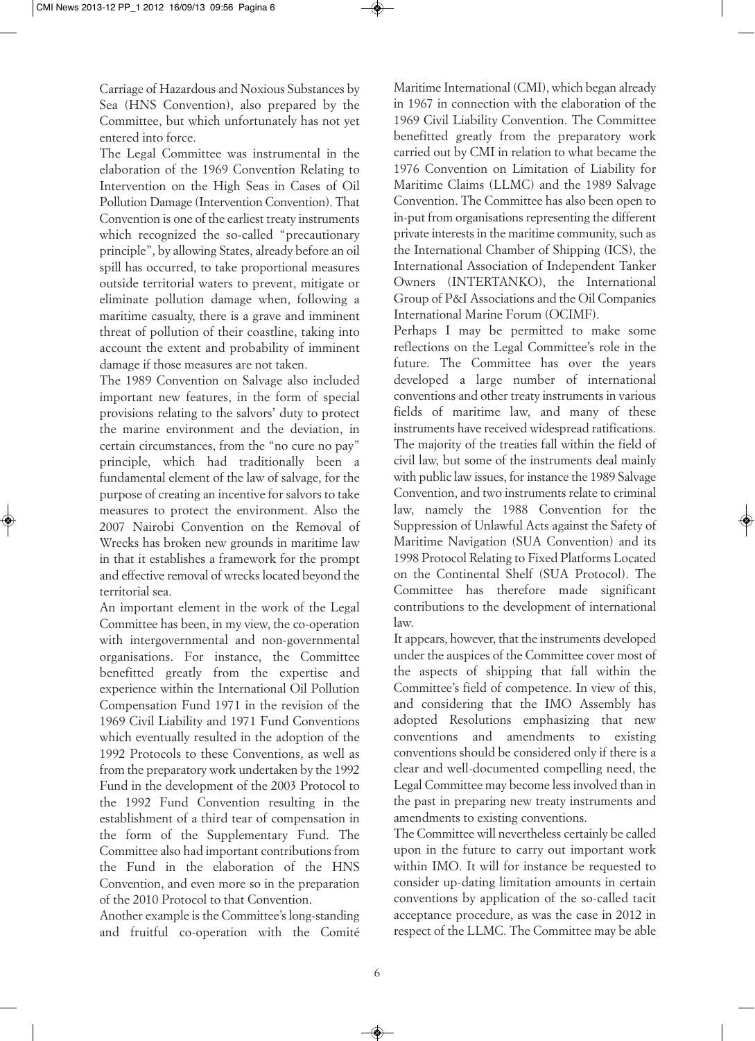Carriage of Hazardous and Noxious Substances by Sea (HNS Convention), also prepared by the Committee, but which unfortunately has not yet entered into force.

The Legal Committee was instrumental in the elaboration of the 1969 Convention Relating to Intervention on the High Seas in Cases of Oil Pollution Damage (Intervention Convention). That Convention is one of the earliest treaty instruments which recognized the so-called "precautionary principle", by allowing States, already before an oil spill has occurred, to take proportional measures outside territorial waters to prevent, mitigate or eliminate pollution damage when, following a maritime casualty, there is a grave and imminent threat of pollution of their coastline, taking into account the extent and probability of imminent damage if those measures are not taken.

The 1989 Convention on Salvage also included important new features, in the form of special provisions relating to the salvors' duty to protect the marine environment and the deviation, in certain circumstances, from the "no cure no pay" principle, which had traditionally been a fundamental element of the law of salvage, for the purpose of creating an incentive for salvors to take measures to protect the environment. Also the 2007 Nairobi Convention on the Removal of Wrecks has broken new grounds in maritime law in that it establishes a framework for the prompt and effective removal of wrecks located beyond the territorial sea.

An important element in the work of the Legal Committee has been, in my view, the co-operation with intergovernmental and non-governmental organisations. For instance, the Committee benefitted greatly from the expertise and experience within the International Oil Pollution Compensation Fund 1971 in the revision of the 1969 Civil Liability and 1971 Fund Conventions which eventually resulted in the adoption of the 1992 Protocols to these Conventions, as well as from the preparatory work undertaken by the 1992 Fund in the development of the 2003 Protocol to the 1992 Fund Convention resulting in the establishment of a third tear of compensation in the form of the Supplementary Fund. The Committee also had important contributions from the Fund in the elaboration of the HNS Convention, and even more so in the preparation of the 2010 Protocol to that Convention.

Another example is the Committee's long-standing and fruitful co-operation with the Comité Maritime International (CMI), which began already in 1967 in connection with the elaboration of the 1969 Civil Liability Convention. The Committee benefitted greatly from the preparatory work carried out by CMI in relation to what became the 1976 Convention on Limitation of Liability for Maritime Claims (LLMC) and the 1989 Salvage Convention. The Committee has also been open to in-put from organisations representing the different private interests in the maritime community, such as the International Chamber of Shipping (ICS), the International Association of Independent Tanker Owners (INTERTANKO), the International Group of P&I Associations and the Oil Companies International Marine Forum (OCIMF).

Perhaps I may be permitted to make some reflections on the Legal Committee's role in the future. The Committee has over the years developed a large number of international conventions and other treaty instruments in various fields of maritime law, and many of these instruments have received widespread ratifications. The majority of the treaties fall within the field of civil law, but some of the instruments deal mainly with public law issues, for instance the 1989 Salvage Convention, and two instruments relate to criminal law, namely the 1988 Convention for the Suppression of Unlawful Acts against the Safety of Maritime Navigation (SUA Convention) and its 1998 Protocol Relating to Fixed Platforms Located on the Continental Shelf (SUA Protocol). The Committee has therefore made significant contributions to the development of international law.

It appears, however, that the instruments developed under the auspices of the Committee cover most of the aspects of shipping that fall within the Committee's field of competence. In view of this, and considering that the IMO Assembly has adopted Resolutions emphasizing that new conventions and amendments to existing conventions should be considered only if there is a clear and well-documented compelling need, the Legal Committee may become less involved than in the past in preparing new treaty instruments and amendments to existing conventions.

The Committee will nevertheless certainly be called upon in the future to carry out important work within IMO. It will for instance be requested to consider up-dating limitation amounts in certain conventions by application of the so-called tacit acceptance procedure, as was the case in 2012 in respect of the LLMC. The Committee may be able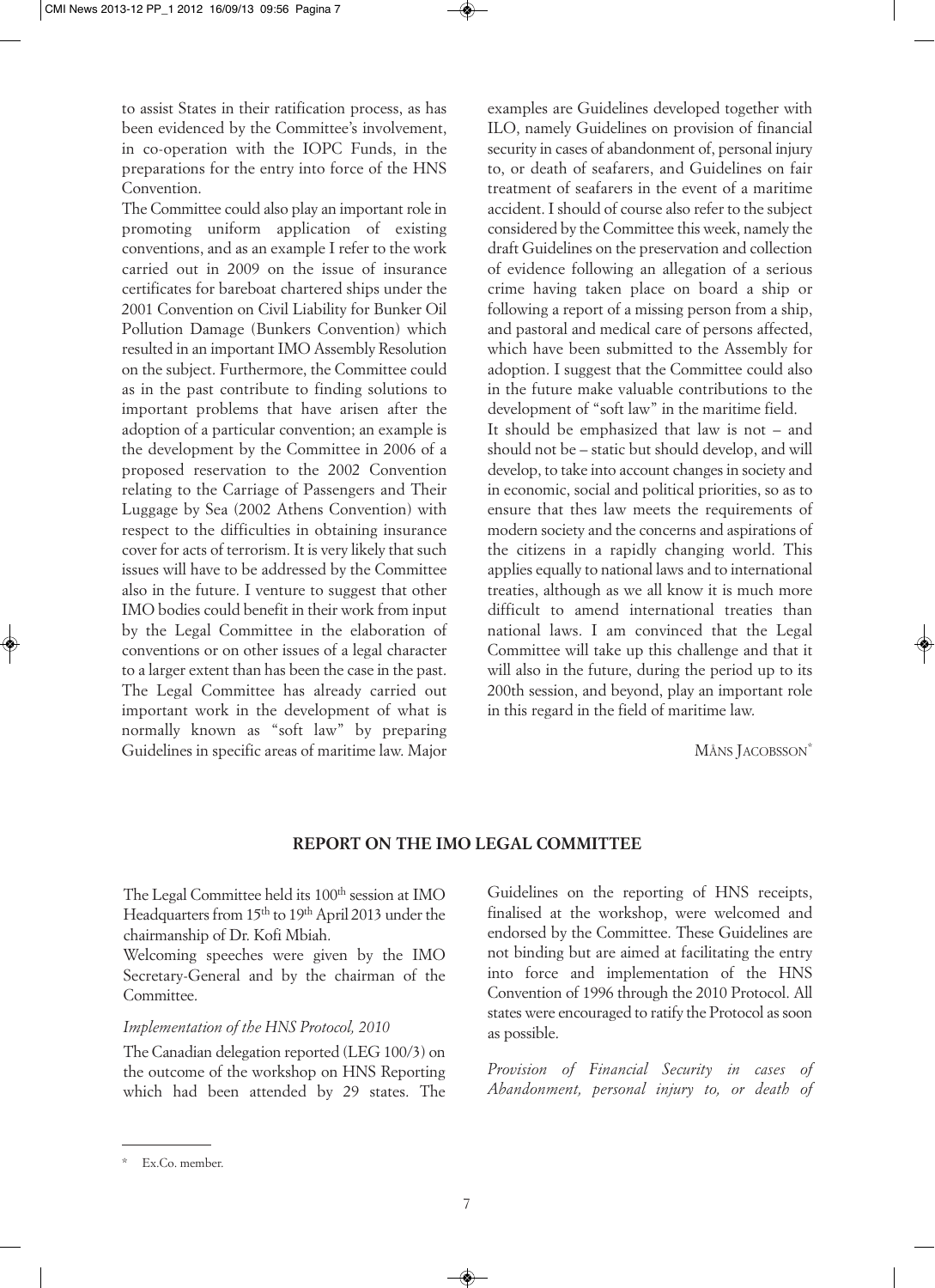to assist States in their ratification process, as has been evidenced by the Committee's involvement, in co-operation with the IOPC Funds, in the preparations for the entry into force of the HNS Convention.

The Committee could also play an important role in promoting uniform application of existing conventions, and as an example I refer to the work carried out in 2009 on the issue of insurance certificates for bareboat chartered ships under the 2001 Convention on Civil Liability for Bunker Oil Pollution Damage (Bunkers Convention) which resulted in an important IMO Assembly Resolution on the subject. Furthermore, the Committee could as in the past contribute to finding solutions to important problems that have arisen after the adoption of a particular convention; an example is the development by the Committee in 2006 of a proposed reservation to the 2002 Convention relating to the Carriage of Passengers and Their Luggage by Sea (2002 Athens Convention) with respect to the difficulties in obtaining insurance cover for acts of terrorism. It is very likely that such issues will have to be addressed by the Committee also in the future. I venture to suggest that other IMO bodies could benefit in their work from input by the Legal Committee in the elaboration of conventions or on other issues of a legal character to a larger extent than has been the case in the past.

The Legal Committee has already carried out important work in the development of what is normally known as "soft law" by preparing Guidelines in specific areas of maritime law. Major examples are Guidelines developed together with ILO, namely Guidelines on provision of financial security in cases of abandonment of, personal injury to, or death of seafarers, and Guidelines on fair treatment of seafarers in the event of a maritime accident. I should of course also refer to the subject considered by the Committee this week, namely the draft Guidelines on the preservation and collection of evidence following an allegation of a serious crime having taken place on board a ship or following a report of a missing person from a ship, and pastoral and medical care of persons affected, which have been submitted to the Assembly for adoption. I suggest that the Committee could also in the future make valuable contributions to the development of "soft law" in the maritime field.

It should be emphasized that law is not – and should not be – static but should develop, and will develop, to take into account changes in society and in economic, social and political priorities, so as to ensure that thes law meets the requirements of modern society and the concerns and aspirations of the citizens in a rapidly changing world. This applies equally to national laws and to international treaties, although as we all know it is much more difficult to amend international treaties than national laws. I am convinced that the Legal Committee will take up this challenge and that it will also in the future, during the period up to its 200th session, and beyond, play an important role in this regard in the field of maritime law.

MÅNS JACOBSSON*

## REPORT ON THE IMO LEGAL COMMITTEE

The Legal Committee held its 100th session at IMO Headquarters from 15th to 19th April 2013 under the chairmanship of Dr. Kofi Mbiah.

Welcoming speeches were given by the IMO Secretary-General and by the chairman of the Committee.

*Implementation of the HNS Protocol, 2010*

The Canadian delegation reported (LEG 100/3) on the outcome of the workshop on HNS Reporting which had been attended by 29 states. The Guidelines on the reporting of HNS receipts, finalised at the workshop, were welcomed and endorsed by the Committee. These Guidelines are not binding but are aimed at facilitating the entry into force and implementation of the HNS Convention of 1996 through the 2010 Protocol. All states were encouraged to ratify the Protocol as soon as possible.

*Provision of Financial Security in cases of Abandonment, personal injury to, or death of*

* Ex.Co. member.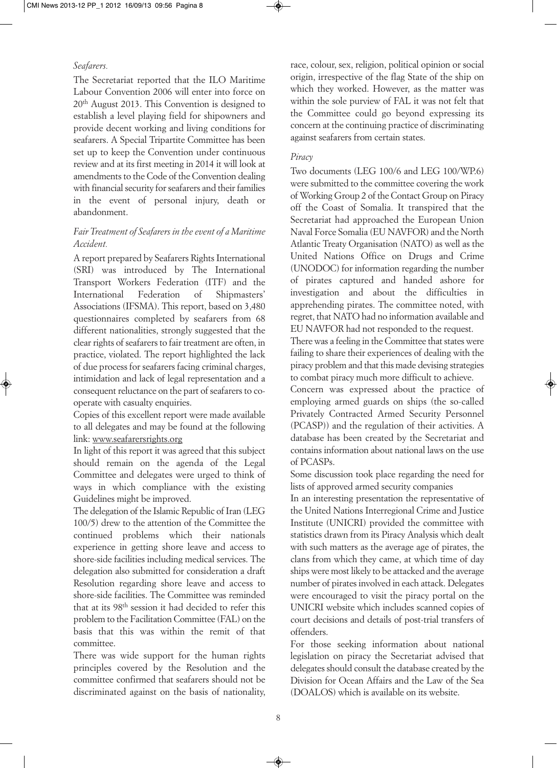*Seafarers.*

The Secretariat reported that the ILO Maritime Labour Convention 2006 will enter into force on 20th August 2013. This Convention is designed to establish a level playing field for shipowners and provide decent working and living conditions for seafarers. A Special Tripartite Committee has been set up to keep the Convention under continuous review and at its first meeting in 2014 it will look at amendments to the Code of the Convention dealing with financial security for seafarers and their families in the event of personal injury, death or abandonment.

*Fair Treatment of Seafarers in the event of a Maritime Accident.*

A report prepared by Seafarers Rights International (SRI) was introduced by The International Transport Workers Federation (ITF) and the International Federation of Shipmasters' Associations (IFSMA). This report, based on 3,480 questionnaires completed by seafarers from 68 different nationalities, strongly suggested that the clear rights of seafarers to fair treatment are often, in practice, violated. The report highlighted the lack of due process for seafarers facing criminal charges, intimidation and lack of legal representation and a consequent reluctance on the part of seafarers to co-operate with casualty enquiries.

Copies of this excellent report were made available to all delegates and may be found at the following link: www.seafarersrights.org

In light of this report it was agreed that this subject should remain on the agenda of the Legal Committee and delegates were urged to think of ways in which compliance with the existing Guidelines might be improved.

The delegation of the Islamic Republic of Iran (LEG 100/5) drew to the attention of the Committee the continued problems which their nationals experience in getting shore leave and access to shore-side facilities including medical services. The delegation also submitted for consideration a draft Resolution regarding shore leave and access to shore-side facilities. The Committee was reminded that at its 98th session it had decided to refer this problem to the Facilitation Committee (FAL) on the basis that this was within the remit of that committee.

There was wide support for the human rights principles covered by the Resolution and the committee confirmed that seafarers should not be discriminated against on the basis of nationality, race, colour, sex, religion, political opinion or social origin, irrespective of the flag State of the ship on which they worked. However, as the matter was within the sole purview of FAL it was not felt that the Committee could go beyond expressing its concern at the continuing practice of discriminating against seafarers from certain states.

*Piracy*

Two documents (LEG 100/6 and LEG 100/WP.6) were submitted to the committee covering the work of Working Group 2 of the Contact Group on Piracy off the Coast of Somalia. It transpired that the Secretariat had approached the European Union Naval Force Somalia (EU NAVFOR) and the North Atlantic Treaty Organisation (NATO) as well as the United Nations Office on Drugs and Crime (UNODOC) for information regarding the number of pirates captured and handed ashore for investigation and about the difficulties in apprehending pirates. The committee noted, with regret, that NATO had no information available and EU NAVFOR had not responded to the request.

There was a feeling in the Committee that states were failing to share their experiences of dealing with the piracy problem and that this made devising strategies to combat piracy much more difficult to achieve.

Concern was expressed about the practice of employing armed guards on ships (the so-called Privately Contracted Armed Security Personnel (PCASP)) and the regulation of their activities. A database has been created by the Secretariat and contains information about national laws on the use of PCASPs.

Some discussion took place regarding the need for lists of approved armed security companies

In an interesting presentation the representative of the United Nations Interregional Crime and Justice Institute (UNICRI) provided the committee with statistics drawn from its Piracy Analysis which dealt with such matters as the average age of pirates, the clans from which they came, at which time of day ships were most likely to be attacked and the average number of pirates involved in each attack. Delegates were encouraged to visit the piracy portal on the UNICRI website which includes scanned copies of court decisions and details of post-trial transfers of offenders.

For those seeking information about national legislation on piracy the Secretariat advised that delegates should consult the database created by the Division for Ocean Affairs and the Law of the Sea (DOALOS) which is available on its website.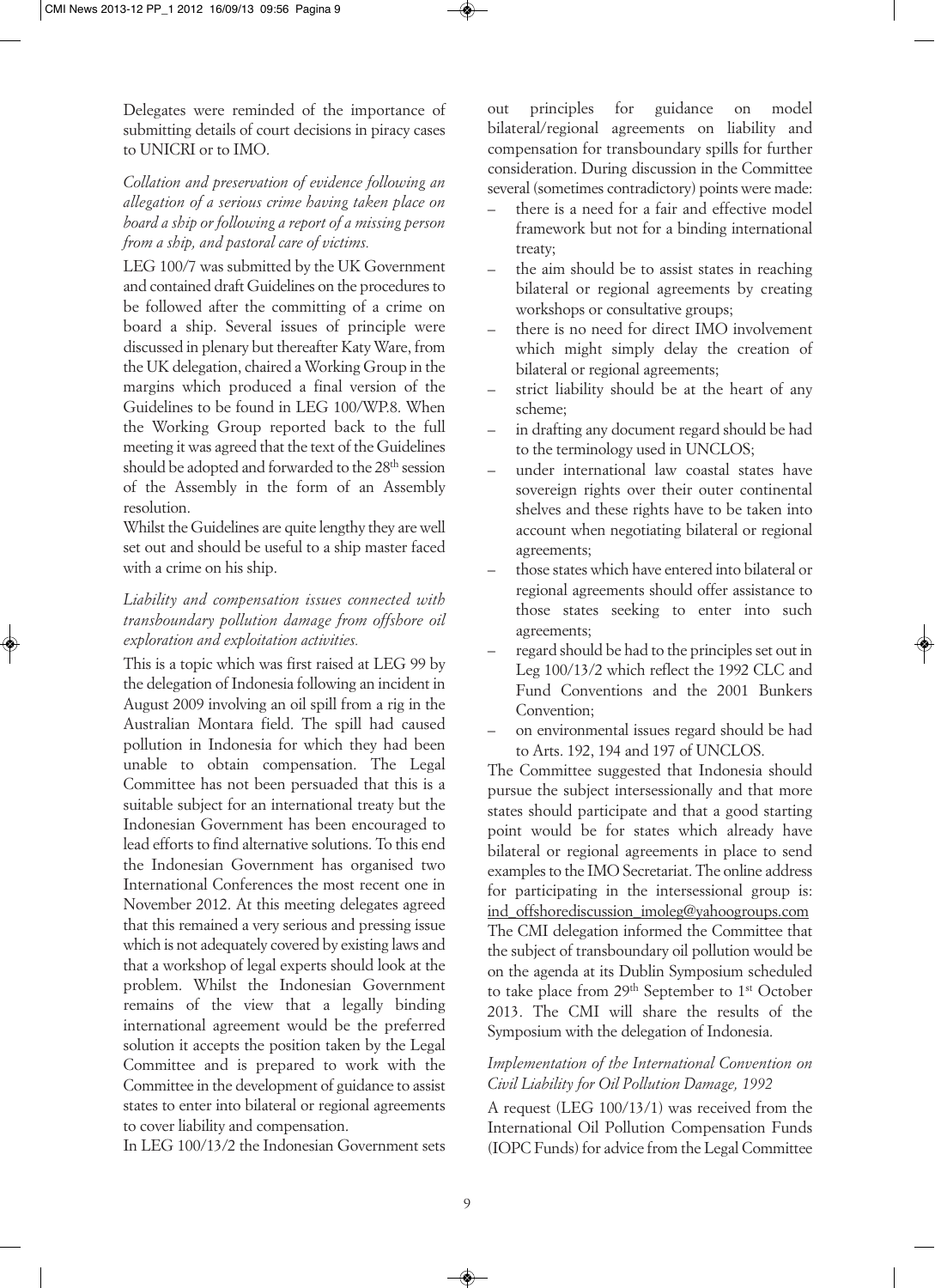Delegates were reminded of the importance of submitting details of court decisions in piracy cases to UNICRI or to IMO.

*Collation and preservation of evidence following an allegation of a serious crime having taken place on board a ship or following a report of a missing person from a ship, and pastoral care of victims.*

LEG 100/7 was submitted by the UK Government and contained draft Guidelines on the procedures to be followed after the committing of a crime on board a ship. Several issues of principle were discussed in plenary but thereafter Katy Ware, from the UK delegation, chaired a Working Group in the margins which produced a final version of the Guidelines to be found in LEG 100/WP.8. When the Working Group reported back to the full meeting it was agreed that the text of the Guidelines should be adopted and forwarded to the 28th session of the Assembly in the form of an Assembly resolution.

Whilst the Guidelines are quite lengthy they are well set out and should be useful to a ship master faced with a crime on his ship.

*Liability and compensation issues connected with transboundary pollution damage from offshore oil exploration and exploitation activities.*

This is a topic which was first raised at LEG 99 by the delegation of Indonesia following an incident in August 2009 involving an oil spill from a rig in the Australian Montara field. The spill had caused pollution in Indonesia for which they had been unable to obtain compensation. The Legal Committee has not been persuaded that this is a suitable subject for an international treaty but the Indonesian Government has been encouraged to lead efforts to find alternative solutions. To this end the Indonesian Government has organised two International Conferences the most recent one in November 2012. At this meeting delegates agreed that this remained a very serious and pressing issue which is not adequately covered by existing laws and that a workshop of legal experts should look at the problem. Whilst the Indonesian Government remains of the view that a legally binding international agreement would be the preferred solution it accepts the position taken by the Legal Committee and is prepared to work with the Committee in the development of guidance to assist states to enter into bilateral or regional agreements to cover liability and compensation.

In LEG 100/13/2 the Indonesian Government sets out principles for guidance on model bilateral/regional agreements on liability and compensation for transboundary spills for further consideration. During discussion in the Committee several (sometimes contradictory) points were made:

- there is a need for a fair and effective model framework but not for a binding international treaty;
- the aim should be to assist states in reaching bilateral or regional agreements by creating workshops or consultative groups;
- there is no need for direct IMO involvement which might simply delay the creation of bilateral or regional agreements;
- strict liability should be at the heart of any scheme;
- in drafting any document regard should be had to the terminology used in UNCLOS;
- under international law coastal states have sovereign rights over their outer continental shelves and these rights have to be taken into account when negotiating bilateral or regional agreements;
- those states which have entered into bilateral or regional agreements should offer assistance to those states seeking to enter into such agreements;
- regard should be had to the principles set out in Leg 100/13/2 which reflect the 1992 CLC and Fund Conventions and the 2001 Bunkers Convention;
- on environmental issues regard should be had to Arts. 192, 194 and 197 of UNCLOS.

The Committee suggested that Indonesia should pursue the subject intersessionally and that more states should participate and that a good starting point would be for states which already have bilateral or regional agreements in place to send examples to the IMO Secretariat. The online address for participating in the intersessional group is: ind_offshorediscussion_imoleg@yahoogroups.com

The CMI delegation informed the Committee that the subject of transboundary oil pollution would be on the agenda at its Dublin Symposium scheduled to take place from 29th September to 1st October 2013. The CMI will share the results of the Symposium with the delegation of Indonesia.

*Implementation of the International Convention on Civil Liability for Oil Pollution Damage, 1992*

A request (LEG 100/13/1) was received from the International Oil Pollution Compensation Funds (IOPC Funds) for advice from the Legal Committee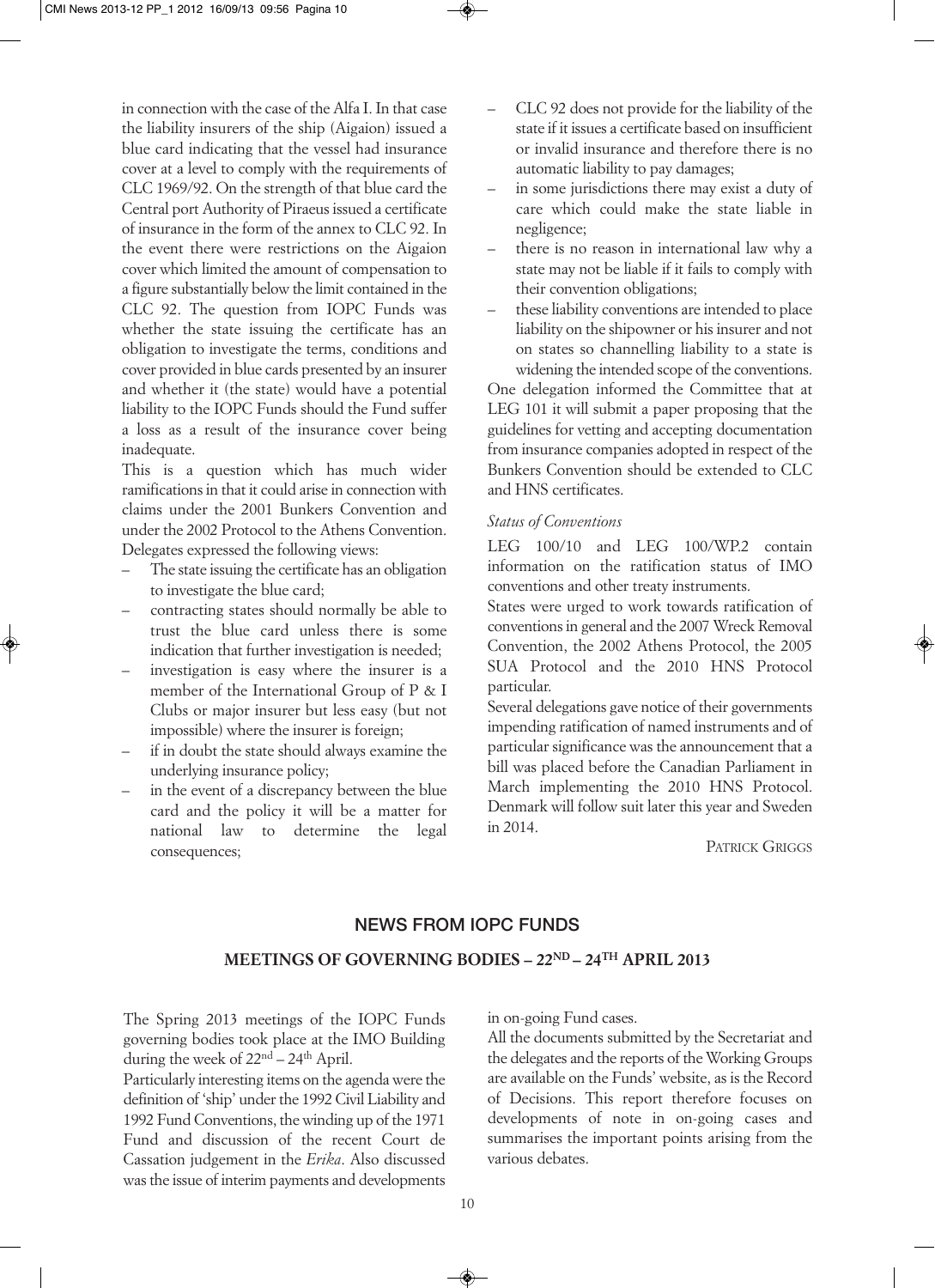in connection with the case of the Alfa I. In that case the liability insurers of the ship (Aigaion) issued a blue card indicating that the vessel had insurance cover at a level to comply with the requirements of CLC 1969/92. On the strength of that blue card the Central port Authority of Piraeus issued a certificate of insurance in the form of the annex to CLC 92. In the event there were restrictions on the Aigaion cover which limited the amount of compensation to a figure substantially below the limit contained in the CLC 92. The question from IOPC Funds was whether the state issuing the certificate has an obligation to investigate the terms, conditions and cover provided in blue cards presented by an insurer and whether it (the state) would have a potential liability to the IOPC Funds should the Fund suffer a loss as a result of the insurance cover being inadequate.

This is a question which has much wider ramifications in that it could arise in connection with claims under the 2001 Bunkers Convention and under the 2002 Protocol to the Athens Convention. Delegates expressed the following views:

- The state issuing the certificate has an obligation to investigate the blue card;
- contracting states should normally be able to trust the blue card unless there is some indication that further investigation is needed;
- investigation is easy where the insurer is a member of the International Group of P & I Clubs or major insurer but less easy (but not impossible) where the insurer is foreign;
- if in doubt the state should always examine the underlying insurance policy;
- in the event of a discrepancy between the blue card and the policy it will be a matter for national law to determine the legal consequences;
- CLC 92 does not provide for the liability of the state if it issues a certificate based on insufficient or invalid insurance and therefore there is no automatic liability to pay damages;
- in some jurisdictions there may exist a duty of care which could make the state liable in negligence;
- there is no reason in international law why a state may not be liable if it fails to comply with their convention obligations;
- these liability conventions are intended to place liability on the shipowner or his insurer and not on states so channelling liability to a state is widening the intended scope of the conventions.

One delegation informed the Committee that at LEG 101 it will submit a paper proposing that the guidelines for vetting and accepting documentation from insurance companies adopted in respect of the Bunkers Convention should be extended to CLC and HNS certificates.

*Status of Conventions*

LEG 100/10 and LEG 100/WP.2 contain information on the ratification status of IMO conventions and other treaty instruments.

States were urged to work towards ratification of conventions in general and the 2007 Wreck Removal Convention, the 2002 Athens Protocol, the 2005 SUA Protocol and the 2010 HNS Protocol particular.

Several delegations gave notice of their governments impending ratification of named instruments and of particular significance was the announcement that a bill was placed before the Canadian Parliament in March implementing the 2010 HNS Protocol. Denmark will follow suit later this year and Sweden in 2014.

PATRICK GRIGGS

## NEWS FROM IOPC FUNDS

### MEETINGS OF GOVERNING BODIES – 22ND – 24TH APRIL 2013

The Spring 2013 meetings of the IOPC Funds governing bodies took place at the IMO Building during the week of 22nd – 24th April.

Particularly interesting items on the agenda were the definition of 'ship' under the 1992 Civil Liability and 1992 Fund Conventions, the winding up of the 1971 Fund and discussion of the recent Court de Cassation judgement in the *Erika*. Also discussed was the issue of interim payments and developments in on-going Fund cases.

All the documents submitted by the Secretariat and the delegates and the reports of the Working Groups are available on the Funds' website, as is the Record of Decisions. This report therefore focuses on developments of note in on-going cases and summarises the important points arising from the various debates.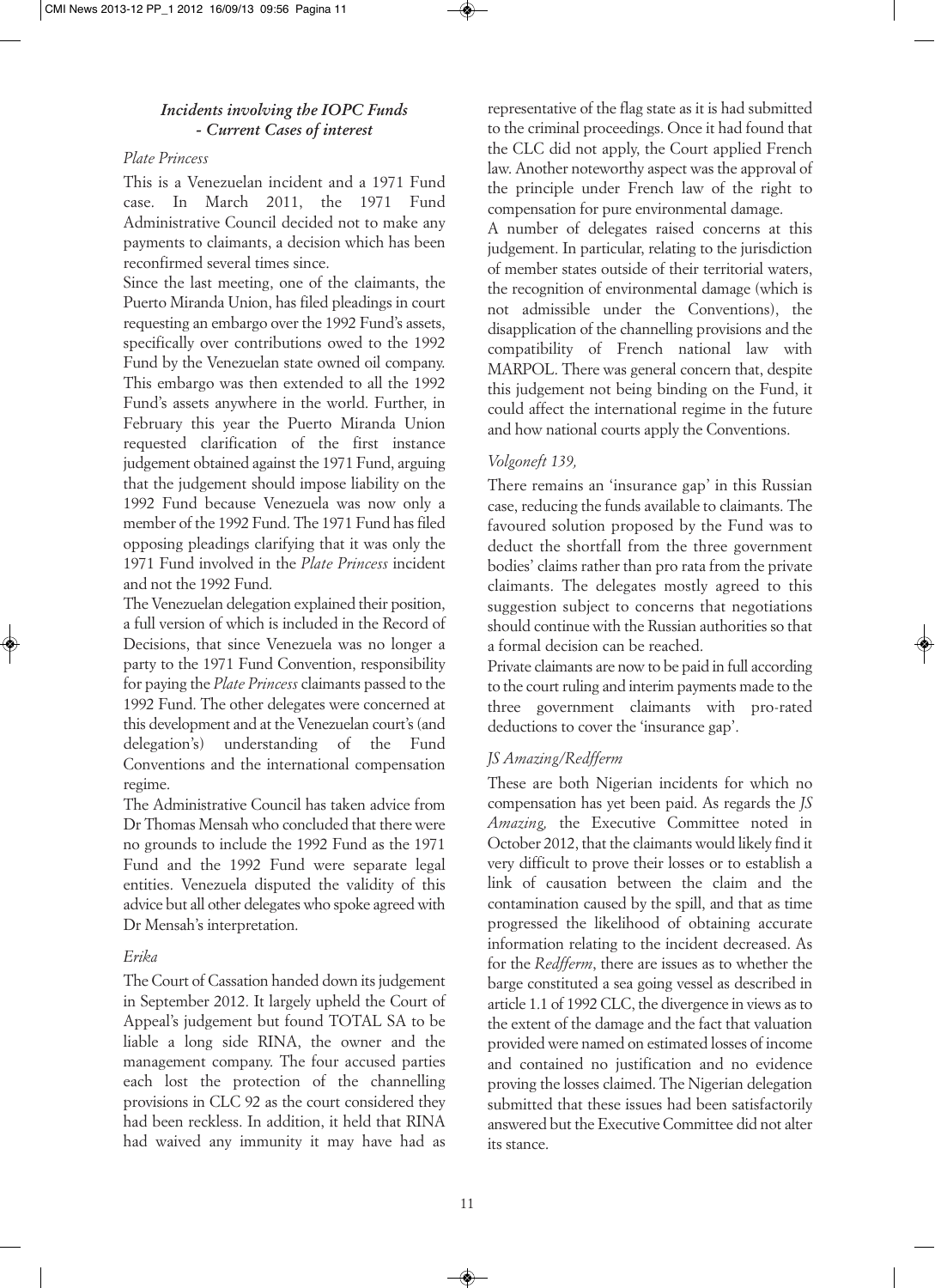### *Incidents involving the IOPC Funds - Current Cases of interest*

*Plate Princess*

This is a Venezuelan incident and a 1971 Fund case. In March 2011, the 1971 Fund Administrative Council decided not to make any payments to claimants, a decision which has been reconfirmed several times since.

Since the last meeting, one of the claimants, the Puerto Miranda Union, has filed pleadings in court requesting an embargo over the 1992 Fund's assets, specifically over contributions owed to the 1992 Fund by the Venezuelan state owned oil company. This embargo was then extended to all the 1992 Fund's assets anywhere in the world. Further, in February this year the Puerto Miranda Union requested clarification of the first instance judgement obtained against the 1971 Fund, arguing that the judgement should impose liability on the 1992 Fund because Venezuela was now only a member of the 1992 Fund. The 1971 Fund has filed opposing pleadings clarifying that it was only the 1971 Fund involved in the *Plate Princess* incident and not the 1992 Fund.

The Venezuelan delegation explained their position, a full version of which is included in the Record of Decisions, that since Venezuela was no longer a party to the 1971 Fund Convention, responsibility for paying the *Plate Princess* claimants passed to the 1992 Fund. The other delegates were concerned at this development and at the Venezuelan court's (and delegation's) understanding of the Fund Conventions and the international compensation regime.

The Administrative Council has taken advice from Dr Thomas Mensah who concluded that there were no grounds to include the 1992 Fund as the 1971 Fund and the 1992 Fund were separate legal entities. Venezuela disputed the validity of this advice but all other delegates who spoke agreed with Dr Mensah's interpretation.

*Erika*

The Court of Cassation handed down its judgement in September 2012. It largely upheld the Court of Appeal's judgement but found TOTAL SA to be liable a long side RINA, the owner and the management company. The four accused parties each lost the protection of the channelling provisions in CLC 92 as the court considered they had been reckless. In addition, it held that RINA had waived any immunity it may have had as representative of the flag state as it is had submitted to the criminal proceedings. Once it had found that the CLC did not apply, the Court applied French law. Another noteworthy aspect was the approval of the principle under French law of the right to compensation for pure environmental damage.

A number of delegates raised concerns at this judgement. In particular, relating to the jurisdiction of member states outside of their territorial waters, the recognition of environmental damage (which is not admissible under the Conventions), the disapplication of the channelling provisions and the compatibility of French national law with MARPOL. There was general concern that, despite this judgement not being binding on the Fund, it could affect the international regime in the future and how national courts apply the Conventions.

*Volgoneft 139,*

There remains an 'insurance gap' in this Russian case, reducing the funds available to claimants. The favoured solution proposed by the Fund was to deduct the shortfall from the three government bodies' claims rather than pro rata from the private claimants. The delegates mostly agreed to this suggestion subject to concerns that negotiations should continue with the Russian authorities so that a formal decision can be reached.

Private claimants are now to be paid in full according to the court ruling and interim payments made to the three government claimants with pro-rated deductions to cover the 'insurance gap'.

*JS Amazing/Redfferm*

These are both Nigerian incidents for which no compensation has yet been paid. As regards the *JS Amazing,* the Executive Committee noted in October 2012, that the claimants would likely find it very difficult to prove their losses or to establish a link of causation between the claim and the contamination caused by the spill, and that as time progressed the likelihood of obtaining accurate information relating to the incident decreased. As for the *Redfferm*, there are issues as to whether the barge constituted a sea going vessel as described in article 1.1 of 1992 CLC, the divergence in views as to the extent of the damage and the fact that valuation provided were named on estimated losses of income and contained no justification and no evidence proving the losses claimed. The Nigerian delegation submitted that these issues had been satisfactorily answered but the Executive Committee did not alter its stance.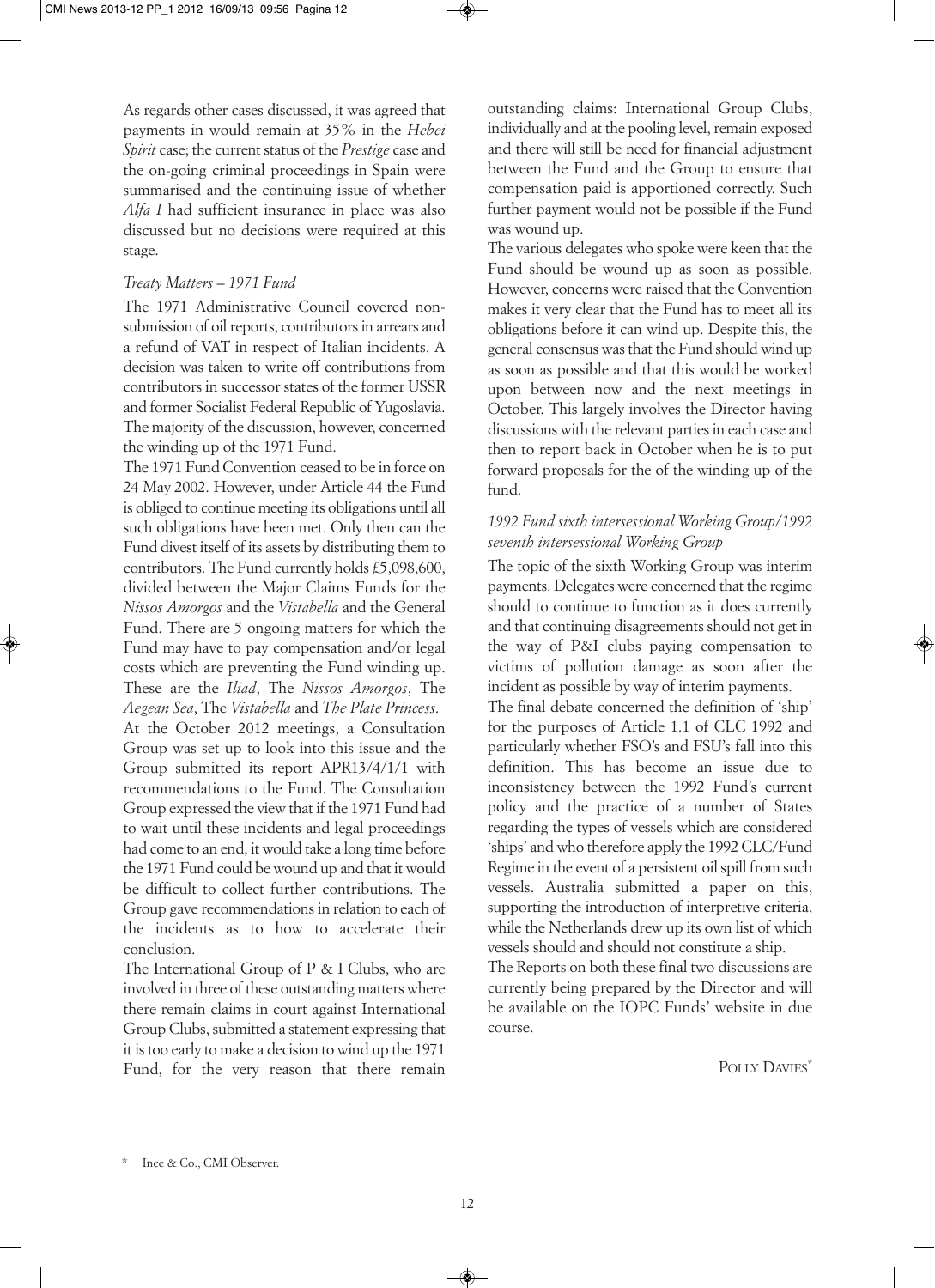As regards other cases discussed, it was agreed that payments in would remain at 35% in the *Hebei Spirit* case; the current status of the *Prestige* case and the on-going criminal proceedings in Spain were summarised and the continuing issue of whether *Alfa I* had sufficient insurance in place was also discussed but no decisions were required at this stage.

*Treaty Matters – 1971 Fund*

The 1971 Administrative Council covered non-submission of oil reports, contributors in arrears and a refund of VAT in respect of Italian incidents. A decision was taken to write off contributions from contributors in successor states of the former USSR and former Socialist Federal Republic of Yugoslavia. The majority of the discussion, however, concerned the winding up of the 1971 Fund.

The 1971 Fund Convention ceased to be in force on 24 May 2002. However, under Article 44 the Fund is obliged to continue meeting its obligations until all such obligations have been met. Only then can the Fund divest itself of its assets by distributing them to contributors. The Fund currently holds £5,098,600, divided between the Major Claims Funds for the *Nissos Amorgos* and the *Vistabella* and the General Fund. There are 5 ongoing matters for which the Fund may have to pay compensation and/or legal costs which are preventing the Fund winding up. These are the *Iliad*, The *Nissos Amorgos*, The *Aegean Sea*, The *Vistabella* and *The Plate Princess*.

At the October 2012 meetings, a Consultation Group was set up to look into this issue and the Group submitted its report APR13/4/1/1 with recommendations to the Fund. The Consultation Group expressed the view that if the 1971 Fund had to wait until these incidents and legal proceedings had come to an end, it would take a long time before the 1971 Fund could be wound up and that it would be difficult to collect further contributions. The Group gave recommendations in relation to each of the incidents as to how to accelerate their conclusion.

The International Group of P & I Clubs, who are involved in three of these outstanding matters where there remain claims in court against International Group Clubs, submitted a statement expressing that it is too early to make a decision to wind up the 1971 Fund, for the very reason that there remain outstanding claims: International Group Clubs, individually and at the pooling level, remain exposed and there will still be need for financial adjustment between the Fund and the Group to ensure that compensation paid is apportioned correctly. Such further payment would not be possible if the Fund was wound up.

The various delegates who spoke were keen that the Fund should be wound up as soon as possible. However, concerns were raised that the Convention makes it very clear that the Fund has to meet all its obligations before it can wind up. Despite this, the general consensus was that the Fund should wind up as soon as possible and that this would be worked upon between now and the next meetings in October. This largely involves the Director having discussions with the relevant parties in each case and then to report back in October when he is to put forward proposals for the of the winding up of the fund.

*1992 Fund sixth intersessional Working Group/1992 seventh intersessional Working Group*

The topic of the sixth Working Group was interim payments. Delegates were concerned that the regime should to continue to function as it does currently and that continuing disagreements should not get in the way of P&I clubs paying compensation to victims of pollution damage as soon after the incident as possible by way of interim payments.

The final debate concerned the definition of 'ship' for the purposes of Article 1.1 of CLC 1992 and particularly whether FSO's and FSU's fall into this definition. This has become an issue due to inconsistency between the 1992 Fund's current policy and the practice of a number of States regarding the types of vessels which are considered 'ships' and who therefore apply the 1992 CLC/Fund Regime in the event of a persistent oil spill from such vessels. Australia submitted a paper on this, supporting the introduction of interpretive criteria, while the Netherlands drew up its own list of which vessels should and should not constitute a ship.

The Reports on both these final two discussions are currently being prepared by the Director and will be available on the IOPC Funds' website in due course.

POLLY DAVIES*

\* Ince & Co., CMI Observer.